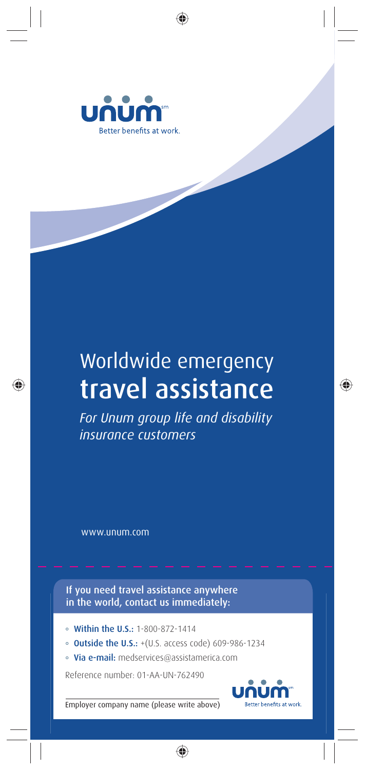unum[sm]

Better benefits at work.

# Worldwide emergency travel assistance

*For Unum group life and disability insurance customers*

www.unum.com

**If you need travel assistance anywhere in the world, contact us immediately:**

- **Within the U.S.:** 1-800-872-1414
- **Outside the U.S.:** +(U.S. access code) 609-986-1234
- **Via e-mail:** medservices@assistamerica.com

Reference number: 01-AA-UN-762490

Employer company name (please write above)

unum[sm]

Better benefits at work.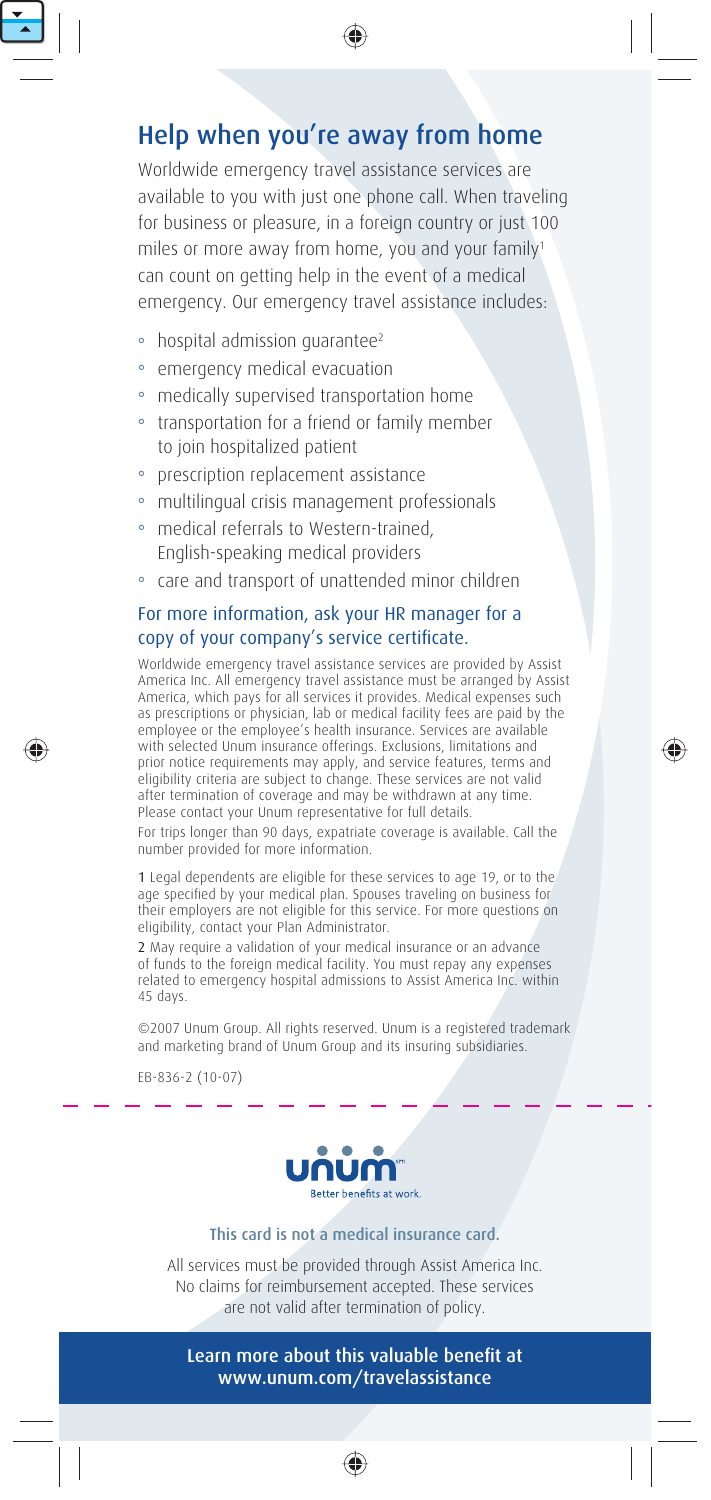# Help when you're away from home

Worldwide emergency travel assistance services are available to you with just one phone call. When traveling for business or pleasure, in a foreign country or just 100 miles or more away from home, you and your family[1] can count on getting help in the event of a medical emergency. Our emergency travel assistance includes:

- hospital admission guarantee[2]
- emergency medical evacuation
- medically supervised transportation home
- transportation for a friend or family member to join hospitalized patient
- prescription replacement assistance
- multilingual crisis management professionals
- medical referrals to Western-trained, English-speaking medical providers
- care and transport of unattended minor children

## For more information, ask your HR manager for a copy of your company's service certificate.

Worldwide emergency travel assistance services are provided by Assist America Inc. All emergency travel assistance must be arranged by Assist America, which pays for all services it provides. Medical expenses such as prescriptions or physician, lab or medical facility fees are paid by the employee or the employee's health insurance. Services are available with selected Unum insurance offerings. Exclusions, limitations and prior notice requirements may apply, and service features, terms and eligibility criteria are subject to change. These services are not valid after termination of coverage and may be withdrawn at any time. Please contact your Unum representative for full details.

For trips longer than 90 days, expatriate coverage is available. Call the number provided for more information.

1 Legal dependents are eligible for these services to age 19, or to the age specified by your medical plan. Spouses traveling on business for their employers are not eligible for this service. For more questions on eligibility, contact your Plan Administrator.

2 May require a validation of your medical insurance or an advance of funds to the foreign medical facility. You must repay any expenses related to emergency hospital admissions to Assist America Inc. within 45 days.

©2007 Unum Group. All rights reserved. Unum is a registered trademark and marketing brand of Unum Group and its insuring subsidiaries.

EB-836-2 (10-07)

unum℠ Better benefits at work.

This card is not a medical insurance card.

All services must be provided through Assist America Inc. No claims for reimbursement accepted. These services are not valid after termination of policy.

**Learn more about this valuable benefit at www.unum.com/travelassistance**